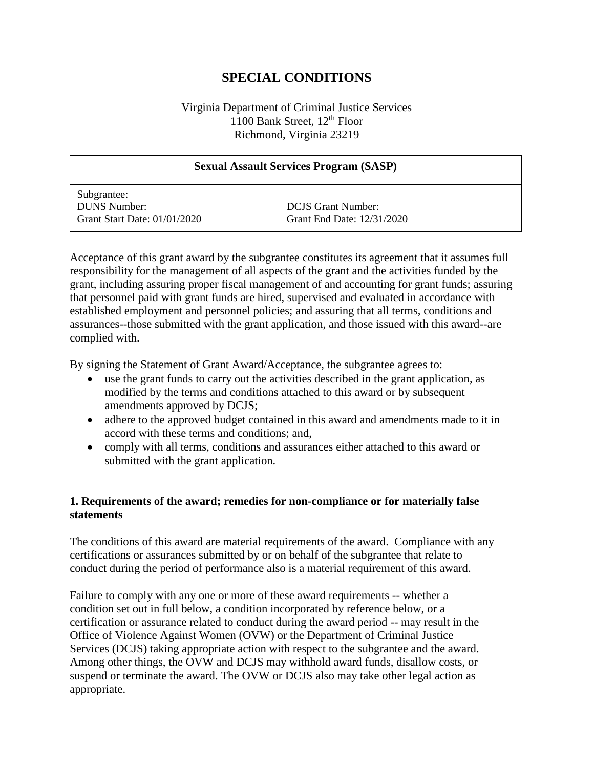# SPECIAL CONDITIONS

Virginia Department of Criminal Justice Services
1100 Bank Street, 12th Floor
Richmond, Virginia 23219

| **Sexual Assault Services Program (SASP)** | |
|---|---|
| Subgrantee: | |
| DUNS Number: | DCJS Grant Number: |
| Grant Start Date: 01/01/2020 | Grant End Date: 12/31/2020 |

Acceptance of this grant award by the subgrantee constitutes its agreement that it assumes full responsibility for the management of all aspects of the grant and the activities funded by the grant, including assuring proper fiscal management of and accounting for grant funds; assuring that personnel paid with grant funds are hired, supervised and evaluated in accordance with established employment and personnel policies; and assuring that all terms, conditions and assurances--those submitted with the grant application, and those issued with this award--are complied with.

By signing the Statement of Grant Award/Acceptance, the subgrantee agrees to:

- use the grant funds to carry out the activities described in the grant application, as modified by the terms and conditions attached to this award or by subsequent amendments approved by DCJS;
- adhere to the approved budget contained in this award and amendments made to it in accord with these terms and conditions; and,
- comply with all terms, conditions and assurances either attached to this award or submitted with the grant application.

### 1. Requirements of the award; remedies for non-compliance or for materially false statements

The conditions of this award are material requirements of the award. Compliance with any certifications or assurances submitted by or on behalf of the subgrantee that relate to conduct during the period of performance also is a material requirement of this award.

Failure to comply with any one or more of these award requirements -- whether a condition set out in full below, a condition incorporated by reference below, or a certification or assurance related to conduct during the award period -- may result in the Office of Violence Against Women (OVW) or the Department of Criminal Justice Services (DCJS) taking appropriate action with respect to the subgrantee and the award. Among other things, the OVW and DCJS may withhold award funds, disallow costs, or suspend or terminate the award. The OVW or DCJS also may take other legal action as appropriate.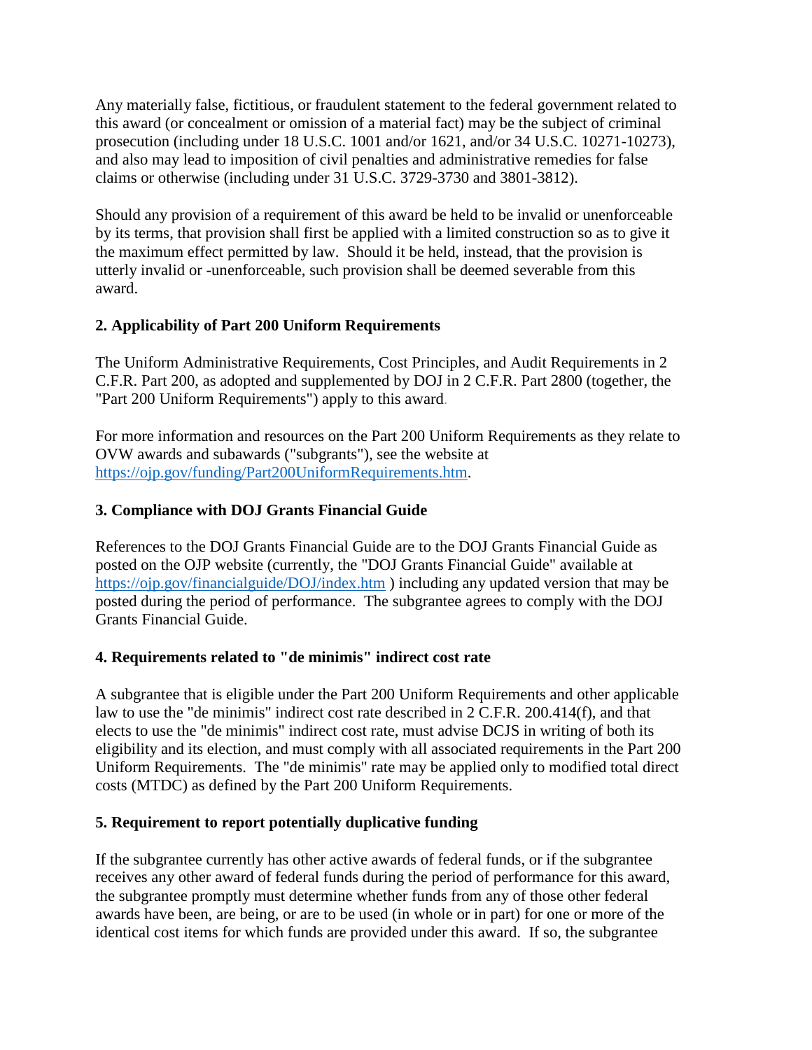Any materially false, fictitious, or fraudulent statement to the federal government related to this award (or concealment or omission of a material fact) may be the subject of criminal prosecution (including under 18 U.S.C. 1001 and/or 1621, and/or 34 U.S.C. 10271-10273), and also may lead to imposition of civil penalties and administrative remedies for false claims or otherwise (including under 31 U.S.C. 3729-3730 and 3801-3812).

Should any provision of a requirement of this award be held to be invalid or unenforceable by its terms, that provision shall first be applied with a limited construction so as to give it the maximum effect permitted by law. Should it be held, instead, that the provision is utterly invalid or -unenforceable, such provision shall be deemed severable from this award.

**2. Applicability of Part 200 Uniform Requirements**

The Uniform Administrative Requirements, Cost Principles, and Audit Requirements in 2 C.F.R. Part 200, as adopted and supplemented by DOJ in 2 C.F.R. Part 2800 (together, the "Part 200 Uniform Requirements") apply to this award.

For more information and resources on the Part 200 Uniform Requirements as they relate to OVW awards and subawards ("subgrants"), see the website at https://ojp.gov/funding/Part200UniformRequirements.htm.

**3. Compliance with DOJ Grants Financial Guide**

References to the DOJ Grants Financial Guide are to the DOJ Grants Financial Guide as posted on the OJP website (currently, the "DOJ Grants Financial Guide" available at https://ojp.gov/financialguide/DOJ/index.htm ) including any updated version that may be posted during the period of performance. The subgrantee agrees to comply with the DOJ Grants Financial Guide.

**4. Requirements related to "de minimis" indirect cost rate**

A subgrantee that is eligible under the Part 200 Uniform Requirements and other applicable law to use the "de minimis" indirect cost rate described in 2 C.F.R. 200.414(f), and that elects to use the "de minimis" indirect cost rate, must advise DCJS in writing of both its eligibility and its election, and must comply with all associated requirements in the Part 200 Uniform Requirements. The "de minimis" rate may be applied only to modified total direct costs (MTDC) as defined by the Part 200 Uniform Requirements.

**5. Requirement to report potentially duplicative funding**

If the subgrantee currently has other active awards of federal funds, or if the subgrantee receives any other award of federal funds during the period of performance for this award, the subgrantee promptly must determine whether funds from any of those other federal awards have been, are being, or are to be used (in whole or in part) for one or more of the identical cost items for which funds are provided under this award. If so, the subgrantee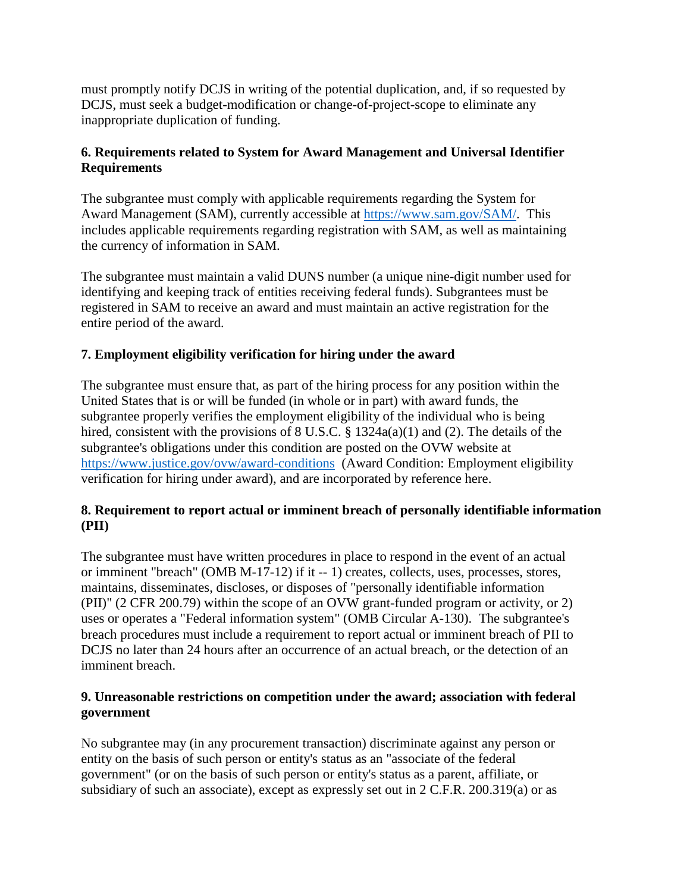must promptly notify DCJS in writing of the potential duplication, and, if so requested by DCJS, must seek a budget-modification or change-of-project-scope to eliminate any inappropriate duplication of funding.

**6. Requirements related to System for Award Management and Universal Identifier Requirements**

The subgrantee must comply with applicable requirements regarding the System for Award Management (SAM), currently accessible at [https://www.sam.gov/SAM/](https://www.sam.gov/SAM/). This includes applicable requirements regarding registration with SAM, as well as maintaining the currency of information in SAM.

The subgrantee must maintain a valid DUNS number (a unique nine-digit number used for identifying and keeping track of entities receiving federal funds). Subgrantees must be registered in SAM to receive an award and must maintain an active registration for the entire period of the award.

**7. Employment eligibility verification for hiring under the award**

The subgrantee must ensure that, as part of the hiring process for any position within the United States that is or will be funded (in whole or in part) with award funds, the subgrantee properly verifies the employment eligibility of the individual who is being hired, consistent with the provisions of 8 U.S.C. § 1324a(a)(1) and (2). The details of the subgrantee's obligations under this condition are posted on the OVW website at [https://www.justice.gov/ovw/award-conditions](https://www.justice.gov/ovw/award-conditions) (Award Condition: Employment eligibility verification for hiring under award), and are incorporated by reference here.

**8. Requirement to report actual or imminent breach of personally identifiable information (PII)**

The subgrantee must have written procedures in place to respond in the event of an actual or imminent "breach" (OMB M-17-12) if it -- 1) creates, collects, uses, processes, stores, maintains, disseminates, discloses, or disposes of "personally identifiable information (PII)" (2 CFR 200.79) within the scope of an OVW grant-funded program or activity, or 2) uses or operates a "Federal information system" (OMB Circular A-130). The subgrantee's breach procedures must include a requirement to report actual or imminent breach of PII to DCJS no later than 24 hours after an occurrence of an actual breach, or the detection of an imminent breach.

**9. Unreasonable restrictions on competition under the award; association with federal government**

No subgrantee may (in any procurement transaction) discriminate against any person or entity on the basis of such person or entity's status as an "associate of the federal government" (or on the basis of such person or entity's status as a parent, affiliate, or subsidiary of such an associate), except as expressly set out in 2 C.F.R. 200.319(a) or as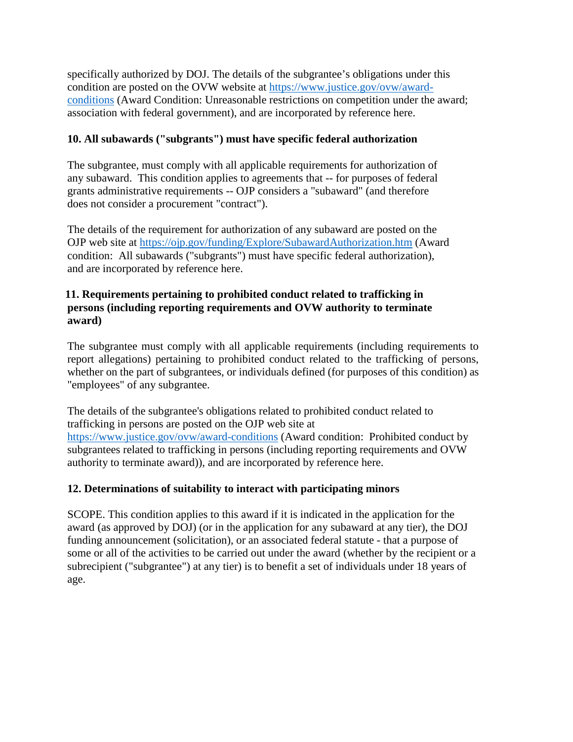specifically authorized by DOJ. The details of the subgrantee's obligations under this condition are posted on the OVW website at https://www.justice.gov/ovw/award-conditions (Award Condition: Unreasonable restrictions on competition under the award; association with federal government), and are incorporated by reference here.

**10. All subawards ("subgrants") must have specific federal authorization**

The subgrantee, must comply with all applicable requirements for authorization of any subaward. This condition applies to agreements that -- for purposes of federal grants administrative requirements -- OJP considers a "subaward" (and therefore does not consider a procurement "contract").

The details of the requirement for authorization of any subaward are posted on the OJP web site at https://ojp.gov/funding/Explore/SubawardAuthorization.htm (Award condition: All subawards ("subgrants") must have specific federal authorization), and are incorporated by reference here.

**11. Requirements pertaining to prohibited conduct related to trafficking in persons (including reporting requirements and OVW authority to terminate award)**

The subgrantee must comply with all applicable requirements (including requirements to report allegations) pertaining to prohibited conduct related to the trafficking of persons, whether on the part of subgrantees, or individuals defined (for purposes of this condition) as "employees" of any subgrantee.

The details of the subgrantee's obligations related to prohibited conduct related to trafficking in persons are posted on the OJP web site at https://www.justice.gov/ovw/award-conditions (Award condition: Prohibited conduct by subgrantees related to trafficking in persons (including reporting requirements and OVW authority to terminate award)), and are incorporated by reference here.

**12. Determinations of suitability to interact with participating minors**

SCOPE. This condition applies to this award if it is indicated in the application for the award (as approved by DOJ) (or in the application for any subaward at any tier), the DOJ funding announcement (solicitation), or an associated federal statute - that a purpose of some or all of the activities to be carried out under the award (whether by the recipient or a subrecipient ("subgrantee") at any tier) is to benefit a set of individuals under 18 years of age.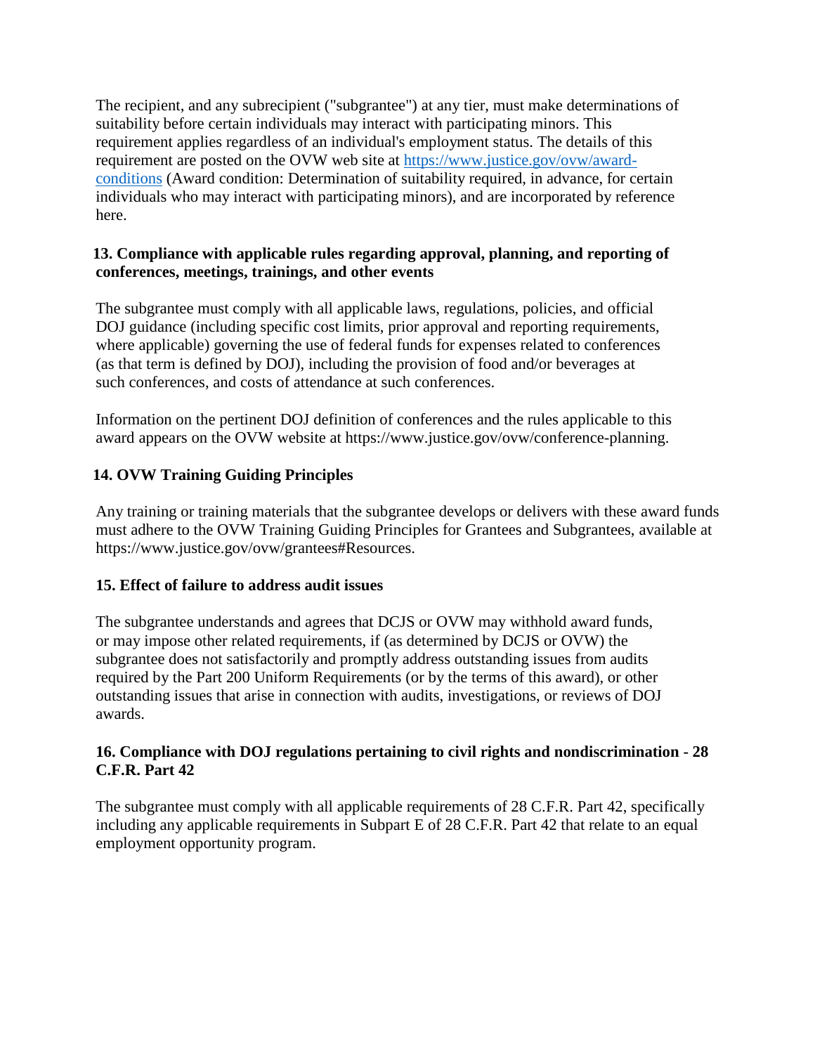The recipient, and any subrecipient ("subgrantee") at any tier, must make determinations of suitability before certain individuals may interact with participating minors. This requirement applies regardless of an individual's employment status. The details of this requirement are posted on the OVW web site at [https://www.justice.gov/ovw/award-conditions](https://www.justice.gov/ovw/award-conditions) (Award condition: Determination of suitability required, in advance, for certain individuals who may interact with participating minors), and are incorporated by reference here.

**13. Compliance with applicable rules regarding approval, planning, and reporting of conferences, meetings, trainings, and other events**

The subgrantee must comply with all applicable laws, regulations, policies, and official DOJ guidance (including specific cost limits, prior approval and reporting requirements, where applicable) governing the use of federal funds for expenses related to conferences (as that term is defined by DOJ), including the provision of food and/or beverages at such conferences, and costs of attendance at such conferences.

Information on the pertinent DOJ definition of conferences and the rules applicable to this award appears on the OVW website at https://www.justice.gov/ovw/conference-planning.

**14. OVW Training Guiding Principles**

Any training or training materials that the subgrantee develops or delivers with these award funds must adhere to the OVW Training Guiding Principles for Grantees and Subgrantees, available at https://www.justice.gov/ovw/grantees#Resources.

**15. Effect of failure to address audit issues**

The subgrantee understands and agrees that DCJS or OVW may withhold award funds, or may impose other related requirements, if (as determined by DCJS or OVW) the subgrantee does not satisfactorily and promptly address outstanding issues from audits required by the Part 200 Uniform Requirements (or by the terms of this award), or other outstanding issues that arise in connection with audits, investigations, or reviews of DOJ awards.

**16. Compliance with DOJ regulations pertaining to civil rights and nondiscrimination - 28 C.F.R. Part 42**

The subgrantee must comply with all applicable requirements of 28 C.F.R. Part 42, specifically including any applicable requirements in Subpart E of 28 C.F.R. Part 42 that relate to an equal employment opportunity program.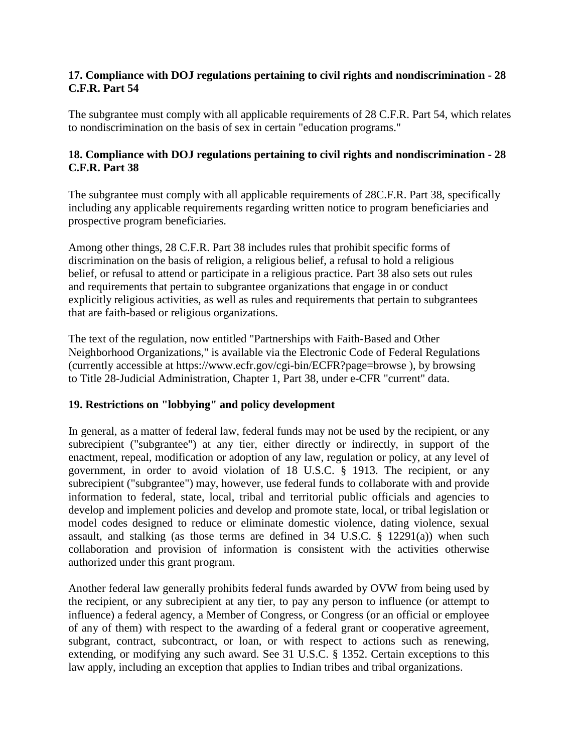**17. Compliance with DOJ regulations pertaining to civil rights and nondiscrimination - 28 C.F.R. Part 54**

The subgrantee must comply with all applicable requirements of 28 C.F.R. Part 54, which relates to nondiscrimination on the basis of sex in certain "education programs."

**18. Compliance with DOJ regulations pertaining to civil rights and nondiscrimination - 28 C.F.R. Part 38**

The subgrantee must comply with all applicable requirements of 28C.F.R. Part 38, specifically including any applicable requirements regarding written notice to program beneficiaries and prospective program beneficiaries.

Among other things, 28 C.F.R. Part 38 includes rules that prohibit specific forms of discrimination on the basis of religion, a religious belief, a refusal to hold a religious belief, or refusal to attend or participate in a religious practice. Part 38 also sets out rules and requirements that pertain to subgrantee organizations that engage in or conduct explicitly religious activities, as well as rules and requirements that pertain to subgrantees that are faith-based or religious organizations.

The text of the regulation, now entitled "Partnerships with Faith-Based and Other Neighborhood Organizations," is available via the Electronic Code of Federal Regulations (currently accessible at https://www.ecfr.gov/cgi-bin/ECFR?page=browse ), by browsing to Title 28-Judicial Administration, Chapter 1, Part 38, under e-CFR "current" data.

**19. Restrictions on "lobbying" and policy development**

In general, as a matter of federal law, federal funds may not be used by the recipient, or any subrecipient ("subgrantee") at any tier, either directly or indirectly, in support of the enactment, repeal, modification or adoption of any law, regulation or policy, at any level of government, in order to avoid violation of 18 U.S.C. § 1913. The recipient, or any subrecipient ("subgrantee") may, however, use federal funds to collaborate with and provide information to federal, state, local, tribal and territorial public officials and agencies to develop and implement policies and develop and promote state, local, or tribal legislation or model codes designed to reduce or eliminate domestic violence, dating violence, sexual assault, and stalking (as those terms are defined in 34 U.S.C. § 12291(a)) when such collaboration and provision of information is consistent with the activities otherwise authorized under this grant program.

Another federal law generally prohibits federal funds awarded by OVW from being used by the recipient, or any subrecipient at any tier, to pay any person to influence (or attempt to influence) a federal agency, a Member of Congress, or Congress (or an official or employee of any of them) with respect to the awarding of a federal grant or cooperative agreement, subgrant, contract, subcontract, or loan, or with respect to actions such as renewing, extending, or modifying any such award. See 31 U.S.C. § 1352. Certain exceptions to this law apply, including an exception that applies to Indian tribes and tribal organizations.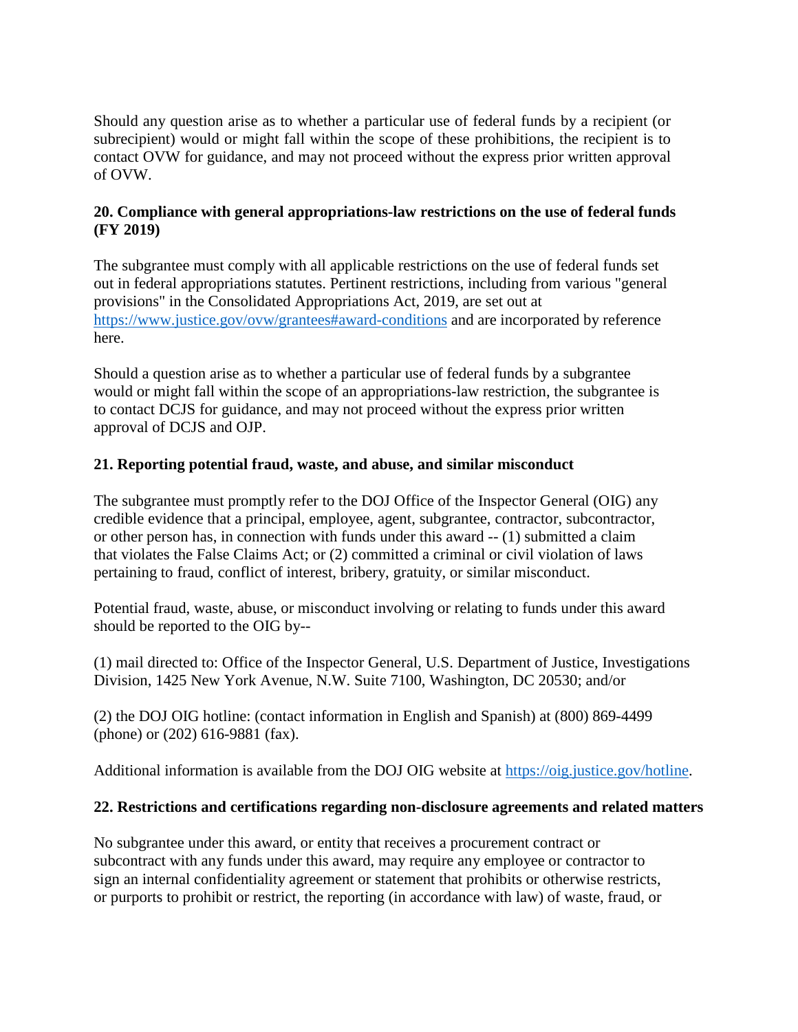Should any question arise as to whether a particular use of federal funds by a recipient (or subrecipient) would or might fall within the scope of these prohibitions, the recipient is to contact OVW for guidance, and may not proceed without the express prior written approval of OVW.

**20. Compliance with general appropriations-law restrictions on the use of federal funds (FY 2019)**

The subgrantee must comply with all applicable restrictions on the use of federal funds set out in federal appropriations statutes. Pertinent restrictions, including from various "general provisions" in the Consolidated Appropriations Act, 2019, are set out at https://www.justice.gov/ovw/grantees#award-conditions and are incorporated by reference here.

Should a question arise as to whether a particular use of federal funds by a subgrantee would or might fall within the scope of an appropriations-law restriction, the subgrantee is to contact DCJS for guidance, and may not proceed without the express prior written approval of DCJS and OJP.

**21. Reporting potential fraud, waste, and abuse, and similar misconduct**

The subgrantee must promptly refer to the DOJ Office of the Inspector General (OIG) any credible evidence that a principal, employee, agent, subgrantee, contractor, subcontractor, or other person has, in connection with funds under this award -- (1) submitted a claim that violates the False Claims Act; or (2) committed a criminal or civil violation of laws pertaining to fraud, conflict of interest, bribery, gratuity, or similar misconduct.

Potential fraud, waste, abuse, or misconduct involving or relating to funds under this award should be reported to the OIG by--

(1) mail directed to: Office of the Inspector General, U.S. Department of Justice, Investigations Division, 1425 New York Avenue, N.W. Suite 7100, Washington, DC 20530; and/or

(2) the DOJ OIG hotline: (contact information in English and Spanish) at (800) 869-4499 (phone) or (202) 616-9881 (fax).

Additional information is available from the DOJ OIG website at https://oig.justice.gov/hotline.

**22. Restrictions and certifications regarding non-disclosure agreements and related matters**

No subgrantee under this award, or entity that receives a procurement contract or subcontract with any funds under this award, may require any employee or contractor to sign an internal confidentiality agreement or statement that prohibits or otherwise restricts, or purports to prohibit or restrict, the reporting (in accordance with law) of waste, fraud, or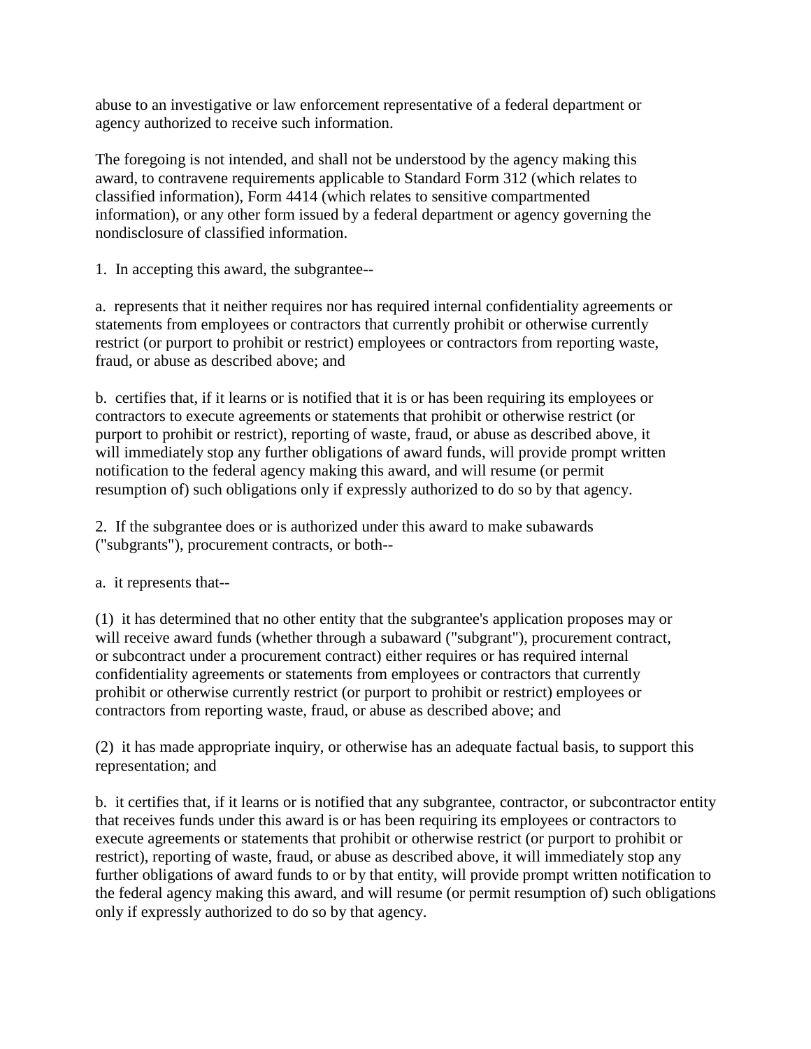abuse to an investigative or law enforcement representative of a federal department or agency authorized to receive such information.

The foregoing is not intended, and shall not be understood by the agency making this award, to contravene requirements applicable to Standard Form 312 (which relates to classified information), Form 4414 (which relates to sensitive compartmented information), or any other form issued by a federal department or agency governing the nondisclosure of classified information.

1. In accepting this award, the subgrantee--

a. represents that it neither requires nor has required internal confidentiality agreements or statements from employees or contractors that currently prohibit or otherwise currently restrict (or purport to prohibit or restrict) employees or contractors from reporting waste, fraud, or abuse as described above; and

b. certifies that, if it learns or is notified that it is or has been requiring its employees or contractors to execute agreements or statements that prohibit or otherwise restrict (or purport to prohibit or restrict), reporting of waste, fraud, or abuse as described above, it will immediately stop any further obligations of award funds, will provide prompt written notification to the federal agency making this award, and will resume (or permit resumption of) such obligations only if expressly authorized to do so by that agency.

2. If the subgrantee does or is authorized under this award to make subawards ("subgrants"), procurement contracts, or both--

a. it represents that--

(1) it has determined that no other entity that the subgrantee's application proposes may or will receive award funds (whether through a subaward ("subgrant"), procurement contract, or subcontract under a procurement contract) either requires or has required internal confidentiality agreements or statements from employees or contractors that currently prohibit or otherwise currently restrict (or purport to prohibit or restrict) employees or contractors from reporting waste, fraud, or abuse as described above; and

(2) it has made appropriate inquiry, or otherwise has an adequate factual basis, to support this representation; and

b. it certifies that, if it learns or is notified that any subgrantee, contractor, or subcontractor entity that receives funds under this award is or has been requiring its employees or contractors to execute agreements or statements that prohibit or otherwise restrict (or purport to prohibit or restrict), reporting of waste, fraud, or abuse as described above, it will immediately stop any further obligations of award funds to or by that entity, will provide prompt written notification to the federal agency making this award, and will resume (or permit resumption of) such obligations only if expressly authorized to do so by that agency.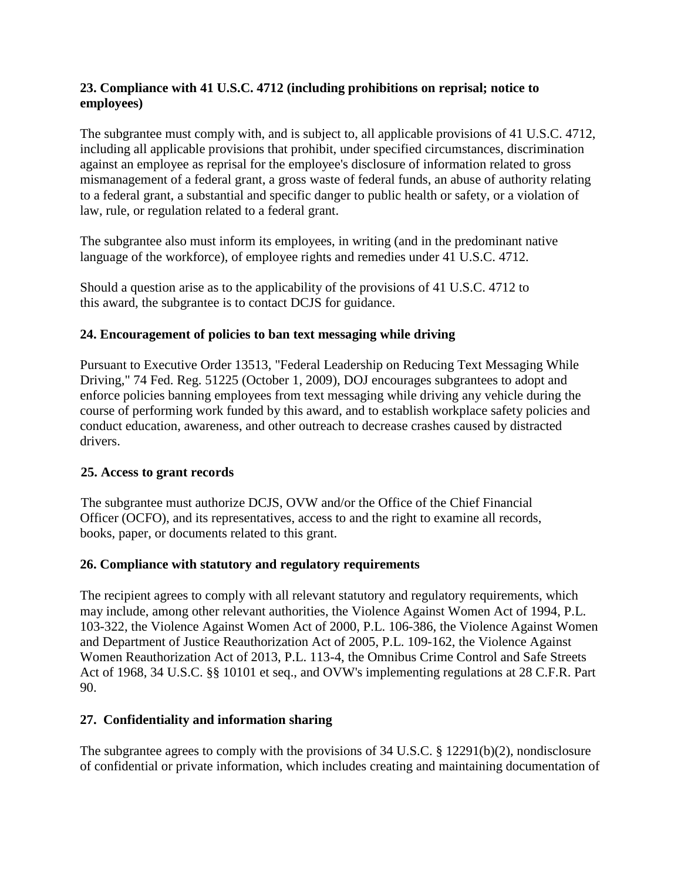**23. Compliance with 41 U.S.C. 4712 (including prohibitions on reprisal; notice to employees)**

The subgrantee must comply with, and is subject to, all applicable provisions of 41 U.S.C. 4712, including all applicable provisions that prohibit, under specified circumstances, discrimination against an employee as reprisal for the employee's disclosure of information related to gross mismanagement of a federal grant, a gross waste of federal funds, an abuse of authority relating to a federal grant, a substantial and specific danger to public health or safety, or a violation of law, rule, or regulation related to a federal grant.

The subgrantee also must inform its employees, in writing (and in the predominant native language of the workforce), of employee rights and remedies under 41 U.S.C. 4712.

Should a question arise as to the applicability of the provisions of 41 U.S.C. 4712 to this award, the subgrantee is to contact DCJS for guidance.

**24. Encouragement of policies to ban text messaging while driving**

Pursuant to Executive Order 13513, "Federal Leadership on Reducing Text Messaging While Driving," 74 Fed. Reg. 51225 (October 1, 2009), DOJ encourages subgrantees to adopt and enforce policies banning employees from text messaging while driving any vehicle during the course of performing work funded by this award, and to establish workplace safety policies and conduct education, awareness, and other outreach to decrease crashes caused by distracted drivers.

**25. Access to grant records**

The subgrantee must authorize DCJS, OVW and/or the Office of the Chief Financial Officer (OCFO), and its representatives, access to and the right to examine all records, books, paper, or documents related to this grant.

**26. Compliance with statutory and regulatory requirements**

The recipient agrees to comply with all relevant statutory and regulatory requirements, which may include, among other relevant authorities, the Violence Against Women Act of 1994, P.L. 103-322, the Violence Against Women Act of 2000, P.L. 106-386, the Violence Against Women and Department of Justice Reauthorization Act of 2005, P.L. 109-162, the Violence Against Women Reauthorization Act of 2013, P.L. 113-4, the Omnibus Crime Control and Safe Streets Act of 1968, 34 U.S.C. §§ 10101 et seq., and OVW's implementing regulations at 28 C.F.R. Part 90.

**27. Confidentiality and information sharing**

The subgrantee agrees to comply with the provisions of 34 U.S.C. § 12291(b)(2), nondisclosure of confidential or private information, which includes creating and maintaining documentation of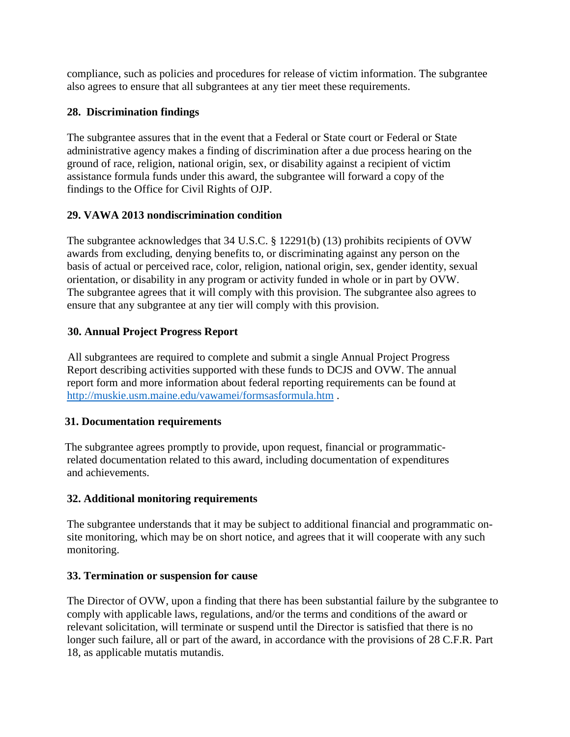compliance, such as policies and procedures for release of victim information. The subgrantee also agrees to ensure that all subgrantees at any tier meet these requirements.

**28. Discrimination findings**

The subgrantee assures that in the event that a Federal or State court or Federal or State administrative agency makes a finding of discrimination after a due process hearing on the ground of race, religion, national origin, sex, or disability against a recipient of victim assistance formula funds under this award, the subgrantee will forward a copy of the findings to the Office for Civil Rights of OJP.

**29. VAWA 2013 nondiscrimination condition**

The subgrantee acknowledges that 34 U.S.C. § 12291(b) (13) prohibits recipients of OVW awards from excluding, denying benefits to, or discriminating against any person on the basis of actual or perceived race, color, religion, national origin, sex, gender identity, sexual orientation, or disability in any program or activity funded in whole or in part by OVW. The subgrantee agrees that it will comply with this provision. The subgrantee also agrees to ensure that any subgrantee at any tier will comply with this provision.

**30. Annual Project Progress Report**

All subgrantees are required to complete and submit a single Annual Project Progress Report describing activities supported with these funds to DCJS and OVW. The annual report form and more information about federal reporting requirements can be found at [http://muskie.usm.maine.edu/vawamei/formsasformula.htm](http://muskie.usm.maine.edu/vawamei/formsasformula.htm) .

**31. Documentation requirements**

The subgrantee agrees promptly to provide, upon request, financial or programmatic-related documentation related to this award, including documentation of expenditures and achievements.

**32. Additional monitoring requirements**

The subgrantee understands that it may be subject to additional financial and programmatic on-site monitoring, which may be on short notice, and agrees that it will cooperate with any such monitoring.

**33. Termination or suspension for cause**

The Director of OVW, upon a finding that there has been substantial failure by the subgrantee to comply with applicable laws, regulations, and/or the terms and conditions of the award or relevant solicitation, will terminate or suspend until the Director is satisfied that there is no longer such failure, all or part of the award, in accordance with the provisions of 28 C.F.R. Part 18, as applicable mutatis mutandis.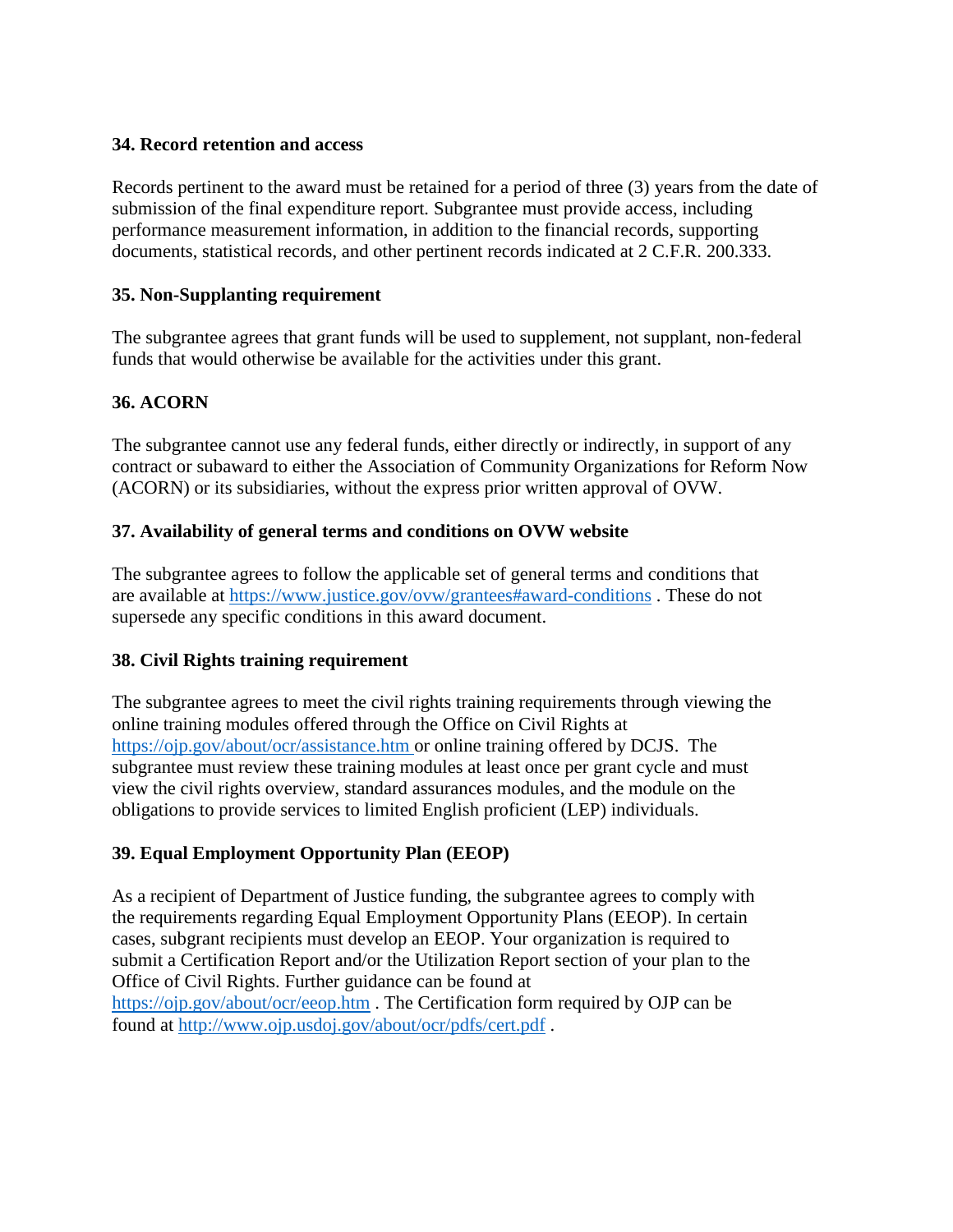**34. Record retention and access**

Records pertinent to the award must be retained for a period of three (3) years from the date of submission of the final expenditure report. Subgrantee must provide access, including performance measurement information, in addition to the financial records, supporting documents, statistical records, and other pertinent records indicated at 2 C.F.R. 200.333.

**35. Non-Supplanting requirement**

The subgrantee agrees that grant funds will be used to supplement, not supplant, non-federal funds that would otherwise be available for the activities under this grant.

**36. ACORN**

The subgrantee cannot use any federal funds, either directly or indirectly, in support of any contract or subaward to either the Association of Community Organizations for Reform Now (ACORN) or its subsidiaries, without the express prior written approval of OVW.

**37. Availability of general terms and conditions on OVW website**

The subgrantee agrees to follow the applicable set of general terms and conditions that are available at https://www.justice.gov/ovw/grantees#award-conditions . These do not supersede any specific conditions in this award document.

**38. Civil Rights training requirement**

The subgrantee agrees to meet the civil rights training requirements through viewing the online training modules offered through the Office on Civil Rights at https://ojp.gov/about/ocr/assistance.htm or online training offered by DCJS. The subgrantee must review these training modules at least once per grant cycle and must view the civil rights overview, standard assurances modules, and the module on the obligations to provide services to limited English proficient (LEP) individuals.

**39. Equal Employment Opportunity Plan (EEOP)**

As a recipient of Department of Justice funding, the subgrantee agrees to comply with the requirements regarding Equal Employment Opportunity Plans (EEOP). In certain cases, subgrant recipients must develop an EEOP. Your organization is required to submit a Certification Report and/or the Utilization Report section of your plan to the Office of Civil Rights. Further guidance can be found at https://ojp.gov/about/ocr/eeop.htm . The Certification form required by OJP can be found at http://www.ojp.usdoj.gov/about/ocr/pdfs/cert.pdf .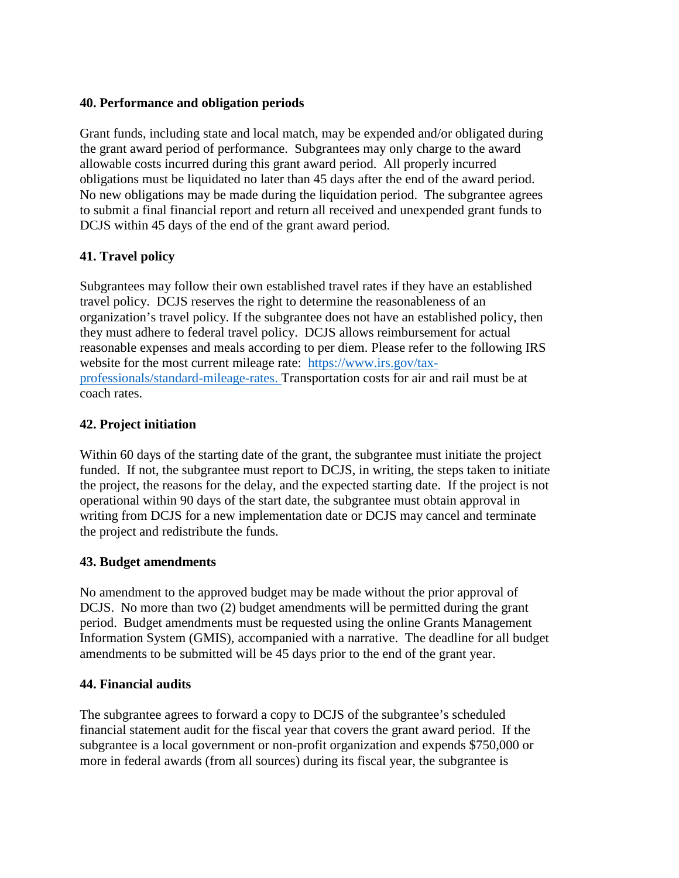**40. Performance and obligation periods**

Grant funds, including state and local match, may be expended and/or obligated during the grant award period of performance. Subgrantees may only charge to the award allowable costs incurred during this grant award period. All properly incurred obligations must be liquidated no later than 45 days after the end of the award period. No new obligations may be made during the liquidation period. The subgrantee agrees to submit a final financial report and return all received and unexpended grant funds to DCJS within 45 days of the end of the grant award period.

**41. Travel policy**

Subgrantees may follow their own established travel rates if they have an established travel policy. DCJS reserves the right to determine the reasonableness of an organization's travel policy. If the subgrantee does not have an established policy, then they must adhere to federal travel policy. DCJS allows reimbursement for actual reasonable expenses and meals according to per diem. Please refer to the following IRS website for the most current mileage rate: [https://www.irs.gov/tax-professionals/standard-mileage-rates.](https://www.irs.gov/tax-professionals/standard-mileage-rates) Transportation costs for air and rail must be at coach rates.

**42. Project initiation**

Within 60 days of the starting date of the grant, the subgrantee must initiate the project funded. If not, the subgrantee must report to DCJS, in writing, the steps taken to initiate the project, the reasons for the delay, and the expected starting date. If the project is not operational within 90 days of the start date, the subgrantee must obtain approval in writing from DCJS for a new implementation date or DCJS may cancel and terminate the project and redistribute the funds.

**43. Budget amendments**

No amendment to the approved budget may be made without the prior approval of DCJS. No more than two (2) budget amendments will be permitted during the grant period. Budget amendments must be requested using the online Grants Management Information System (GMIS), accompanied with a narrative. The deadline for all budget amendments to be submitted will be 45 days prior to the end of the grant year.

**44. Financial audits**

The subgrantee agrees to forward a copy to DCJS of the subgrantee's scheduled financial statement audit for the fiscal year that covers the grant award period. If the subgrantee is a local government or non-profit organization and expends $750,000 or more in federal awards (from all sources) during its fiscal year, the subgrantee is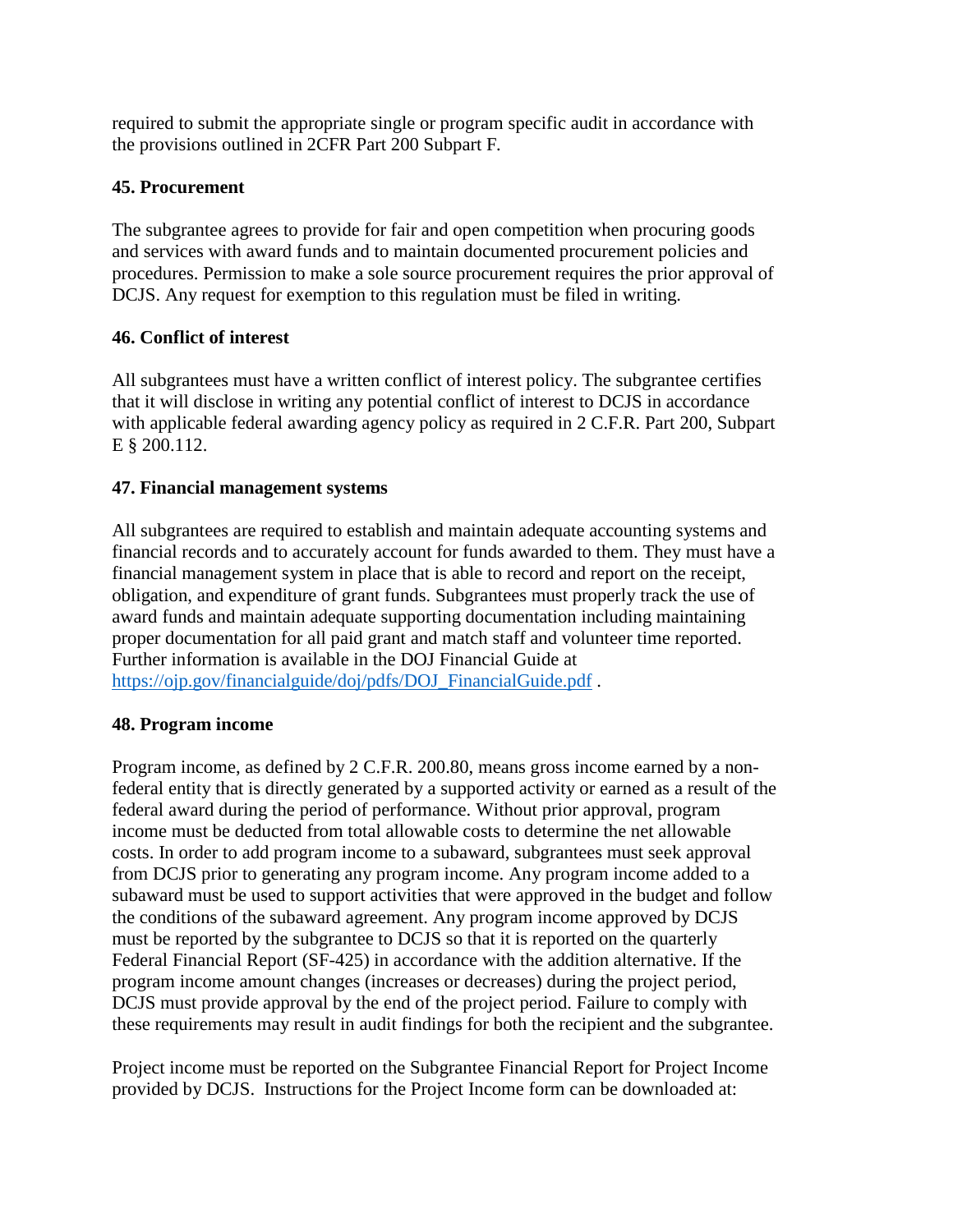required to submit the appropriate single or program specific audit in accordance with the provisions outlined in 2CFR Part 200 Subpart F.

**45. Procurement**

The subgrantee agrees to provide for fair and open competition when procuring goods and services with award funds and to maintain documented procurement policies and procedures. Permission to make a sole source procurement requires the prior approval of DCJS. Any request for exemption to this regulation must be filed in writing.

**46. Conflict of interest**

All subgrantees must have a written conflict of interest policy. The subgrantee certifies that it will disclose in writing any potential conflict of interest to DCJS in accordance with applicable federal awarding agency policy as required in 2 C.F.R. Part 200, Subpart E § 200.112.

**47. Financial management systems**

All subgrantees are required to establish and maintain adequate accounting systems and financial records and to accurately account for funds awarded to them. They must have a financial management system in place that is able to record and report on the receipt, obligation, and expenditure of grant funds. Subgrantees must properly track the use of award funds and maintain adequate supporting documentation including maintaining proper documentation for all paid grant and match staff and volunteer time reported. Further information is available in the DOJ Financial Guide at https://ojp.gov/financialguide/doj/pdfs/DOJ_FinancialGuide.pdf .

**48. Program income**

Program income, as defined by 2 C.F.R. 200.80, means gross income earned by a non-federal entity that is directly generated by a supported activity or earned as a result of the federal award during the period of performance. Without prior approval, program income must be deducted from total allowable costs to determine the net allowable costs. In order to add program income to a subaward, subgrantees must seek approval from DCJS prior to generating any program income. Any program income added to a subaward must be used to support activities that were approved in the budget and follow the conditions of the subaward agreement. Any program income approved by DCJS must be reported by the subgrantee to DCJS so that it is reported on the quarterly Federal Financial Report (SF-425) in accordance with the addition alternative. If the program income amount changes (increases or decreases) during the project period, DCJS must provide approval by the end of the project period. Failure to comply with these requirements may result in audit findings for both the recipient and the subgrantee.

Project income must be reported on the Subgrantee Financial Report for Project Income provided by DCJS. Instructions for the Project Income form can be downloaded at: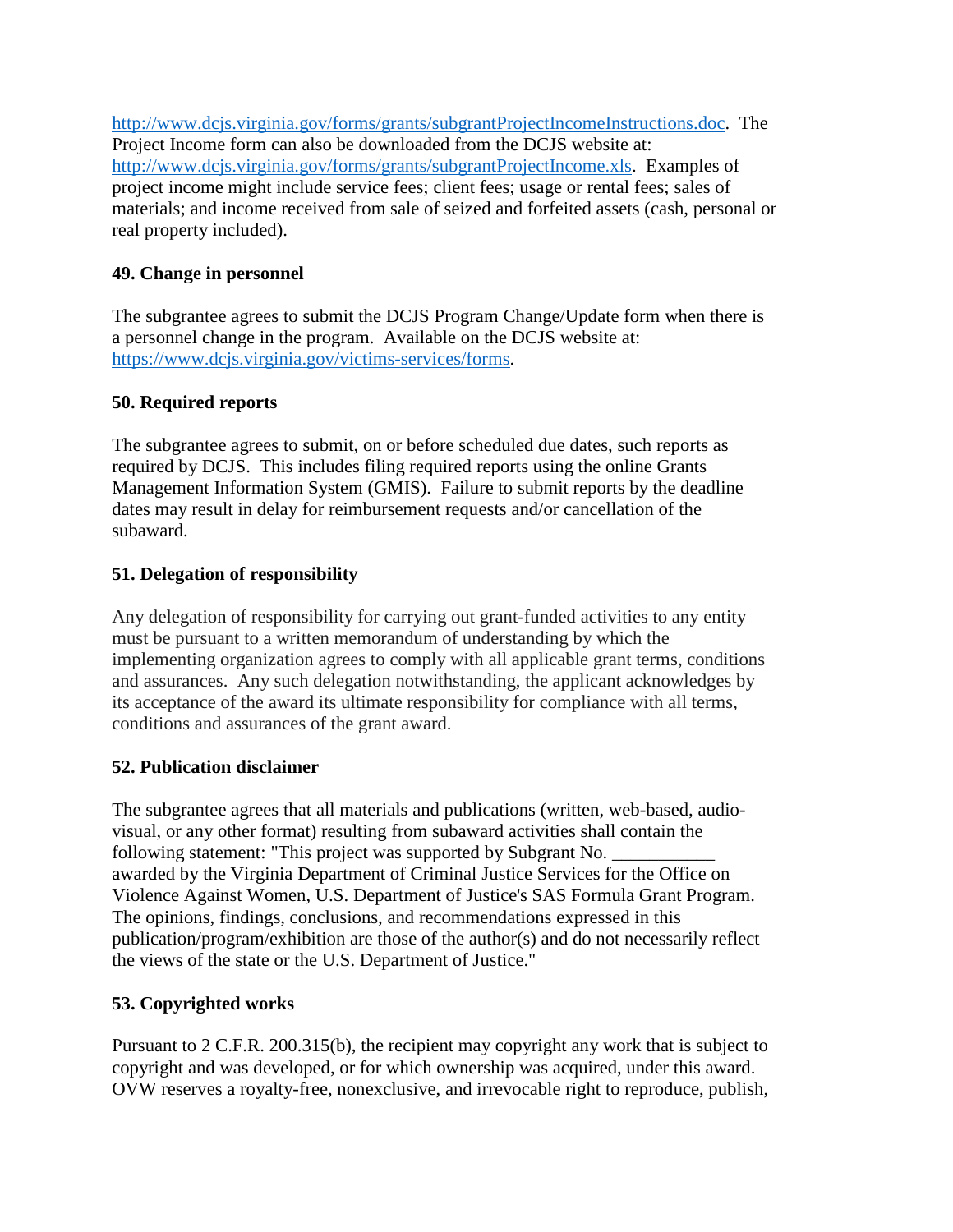http://www.dcjs.virginia.gov/forms/grants/subgrantProjectIncomeInstructions.doc. The Project Income form can also be downloaded from the DCJS website at: http://www.dcjs.virginia.gov/forms/grants/subgrantProjectIncome.xls. Examples of project income might include service fees; client fees; usage or rental fees; sales of materials; and income received from sale of seized and forfeited assets (cash, personal or real property included).

**49. Change in personnel**

The subgrantee agrees to submit the DCJS Program Change/Update form when there is a personnel change in the program. Available on the DCJS website at: https://www.dcjs.virginia.gov/victims-services/forms.

**50. Required reports**

The subgrantee agrees to submit, on or before scheduled due dates, such reports as required by DCJS. This includes filing required reports using the online Grants Management Information System (GMIS). Failure to submit reports by the deadline dates may result in delay for reimbursement requests and/or cancellation of the subaward.

**51. Delegation of responsibility**

Any delegation of responsibility for carrying out grant-funded activities to any entity must be pursuant to a written memorandum of understanding by which the implementing organization agrees to comply with all applicable grant terms, conditions and assurances. Any such delegation notwithstanding, the applicant acknowledges by its acceptance of the award its ultimate responsibility for compliance with all terms, conditions and assurances of the grant award.

**52. Publication disclaimer**

The subgrantee agrees that all materials and publications (written, web-based, audio-visual, or any other format) resulting from subaward activities shall contain the following statement: "This project was supported by Subgrant No. ___________ awarded by the Virginia Department of Criminal Justice Services for the Office on Violence Against Women, U.S. Department of Justice's SAS Formula Grant Program. The opinions, findings, conclusions, and recommendations expressed in this publication/program/exhibition are those of the author(s) and do not necessarily reflect the views of the state or the U.S. Department of Justice."

**53. Copyrighted works**

Pursuant to 2 C.F.R. 200.315(b), the recipient may copyright any work that is subject to copyright and was developed, or for which ownership was acquired, under this award. OVW reserves a royalty-free, nonexclusive, and irrevocable right to reproduce, publish,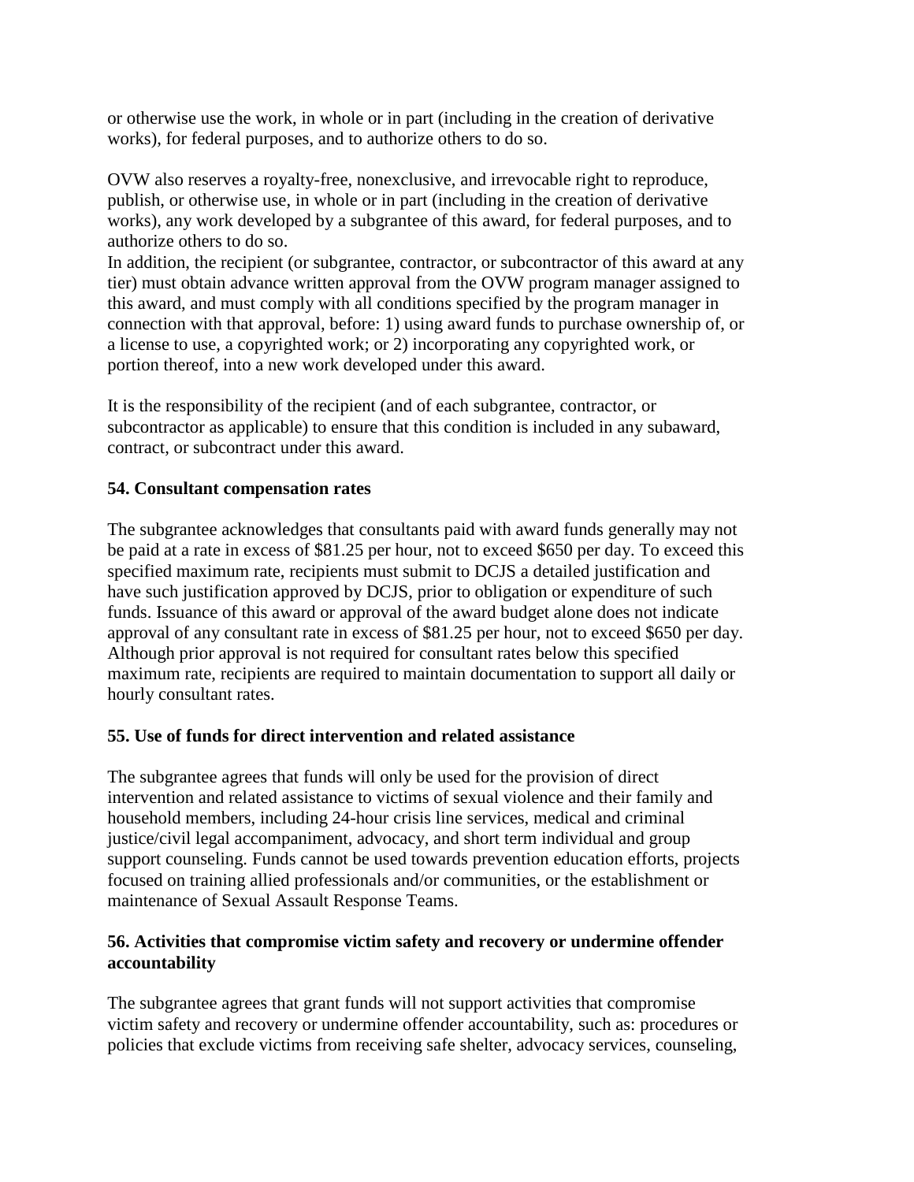or otherwise use the work, in whole or in part (including in the creation of derivative works), for federal purposes, and to authorize others to do so.

OVW also reserves a royalty-free, nonexclusive, and irrevocable right to reproduce, publish, or otherwise use, in whole or in part (including in the creation of derivative works), any work developed by a subgrantee of this award, for federal purposes, and to authorize others to do so.
In addition, the recipient (or subgrantee, contractor, or subcontractor of this award at any tier) must obtain advance written approval from the OVW program manager assigned to this award, and must comply with all conditions specified by the program manager in connection with that approval, before: 1) using award funds to purchase ownership of, or a license to use, a copyrighted work; or 2) incorporating any copyrighted work, or portion thereof, into a new work developed under this award.

It is the responsibility of the recipient (and of each subgrantee, contractor, or subcontractor as applicable) to ensure that this condition is included in any subaward, contract, or subcontract under this award.

**54. Consultant compensation rates**

The subgrantee acknowledges that consultants paid with award funds generally may not be paid at a rate in excess of $81.25 per hour, not to exceed $650 per day. To exceed this specified maximum rate, recipients must submit to DCJS a detailed justification and have such justification approved by DCJS, prior to obligation or expenditure of such funds. Issuance of this award or approval of the award budget alone does not indicate approval of any consultant rate in excess of $81.25 per hour, not to exceed $650 per day. Although prior approval is not required for consultant rates below this specified maximum rate, recipients are required to maintain documentation to support all daily or hourly consultant rates.

**55. Use of funds for direct intervention and related assistance**

The subgrantee agrees that funds will only be used for the provision of direct intervention and related assistance to victims of sexual violence and their family and household members, including 24-hour crisis line services, medical and criminal justice/civil legal accompaniment, advocacy, and short term individual and group support counseling. Funds cannot be used towards prevention education efforts, projects focused on training allied professionals and/or communities, or the establishment or maintenance of Sexual Assault Response Teams.

**56. Activities that compromise victim safety and recovery or undermine offender accountability**

The subgrantee agrees that grant funds will not support activities that compromise victim safety and recovery or undermine offender accountability, such as: procedures or policies that exclude victims from receiving safe shelter, advocacy services, counseling,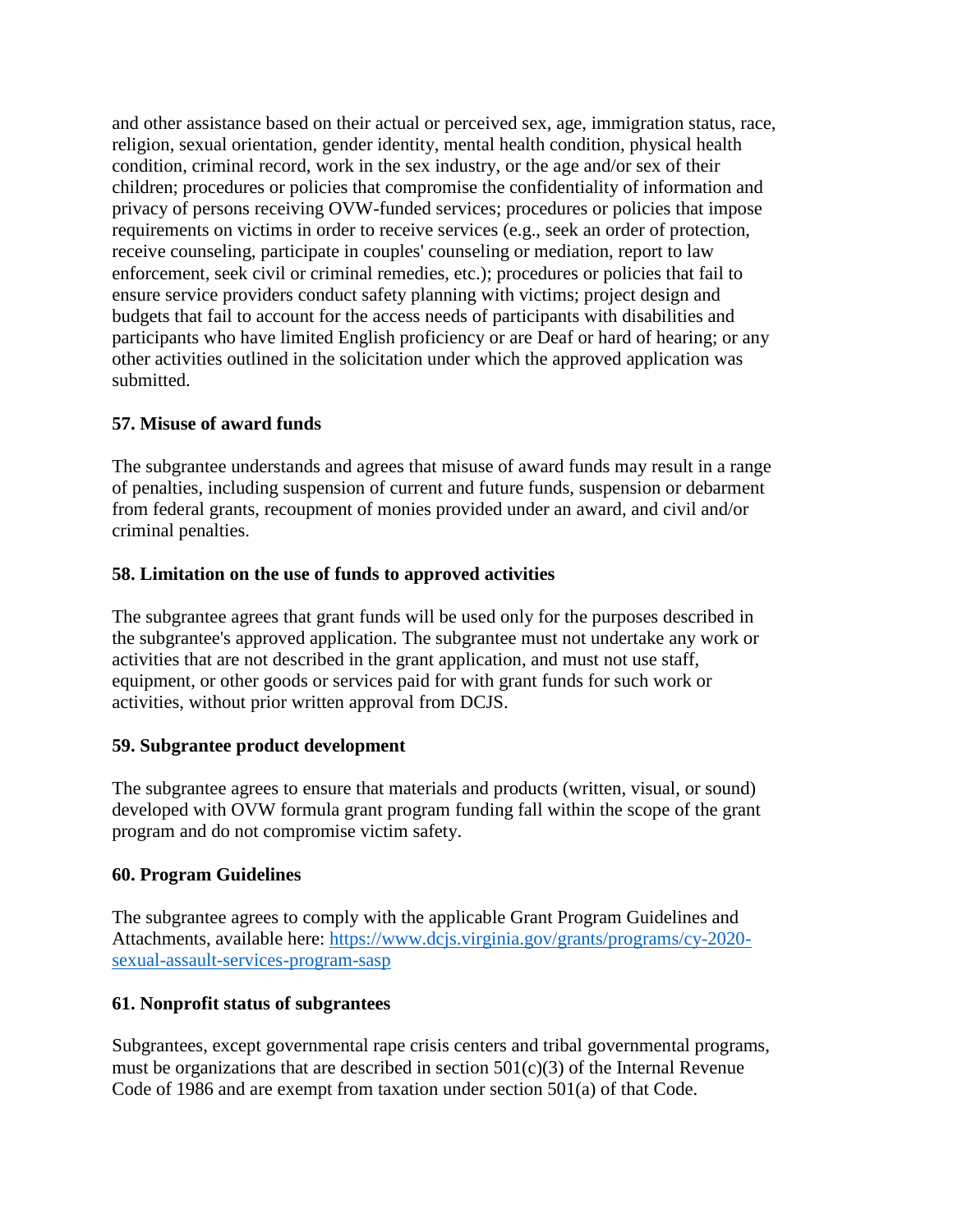and other assistance based on their actual or perceived sex, age, immigration status, race, religion, sexual orientation, gender identity, mental health condition, physical health condition, criminal record, work in the sex industry, or the age and/or sex of their children; procedures or policies that compromise the confidentiality of information and privacy of persons receiving OVW-funded services; procedures or policies that impose requirements on victims in order to receive services (e.g., seek an order of protection, receive counseling, participate in couples' counseling or mediation, report to law enforcement, seek civil or criminal remedies, etc.); procedures or policies that fail to ensure service providers conduct safety planning with victims; project design and budgets that fail to account for the access needs of participants with disabilities and participants who have limited English proficiency or are Deaf or hard of hearing; or any other activities outlined in the solicitation under which the approved application was submitted.

**57. Misuse of award funds**

The subgrantee understands and agrees that misuse of award funds may result in a range of penalties, including suspension of current and future funds, suspension or debarment from federal grants, recoupment of monies provided under an award, and civil and/or criminal penalties.

**58. Limitation on the use of funds to approved activities**

The subgrantee agrees that grant funds will be used only for the purposes described in the subgrantee's approved application. The subgrantee must not undertake any work or activities that are not described in the grant application, and must not use staff, equipment, or other goods or services paid for with grant funds for such work or activities, without prior written approval from DCJS.

**59. Subgrantee product development**

The subgrantee agrees to ensure that materials and products (written, visual, or sound) developed with OVW formula grant program funding fall within the scope of the grant program and do not compromise victim safety.

**60. Program Guidelines**

The subgrantee agrees to comply with the applicable Grant Program Guidelines and Attachments, available here: [https://www.dcjs.virginia.gov/grants/programs/cy-2020-sexual-assault-services-program-sasp](https://www.dcjs.virginia.gov/grants/programs/cy-2020-sexual-assault-services-program-sasp)

**61. Nonprofit status of subgrantees**

Subgrantees, except governmental rape crisis centers and tribal governmental programs, must be organizations that are described in section 501(c)(3) of the Internal Revenue Code of 1986 and are exempt from taxation under section 501(a) of that Code.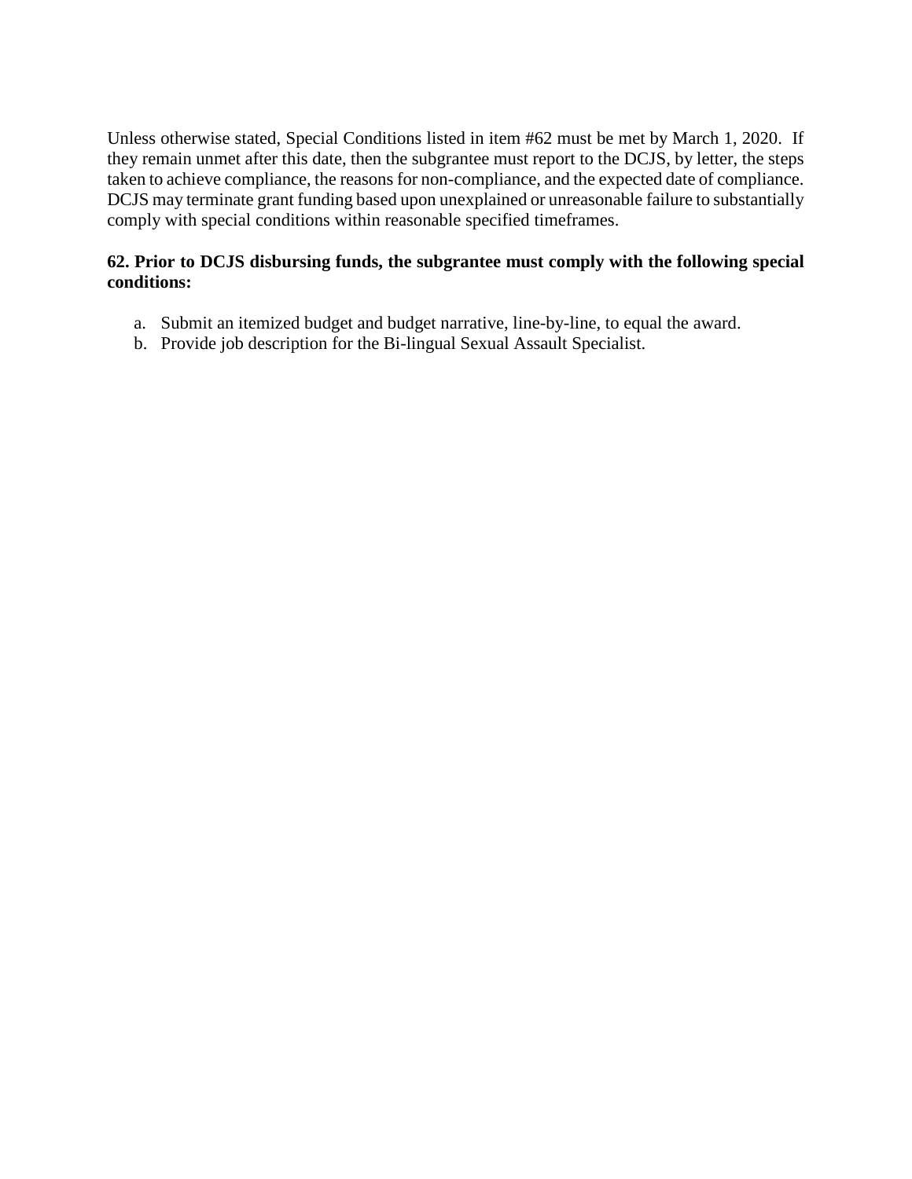Unless otherwise stated, Special Conditions listed in item #62 must be met by March 1, 2020. If they remain unmet after this date, then the subgrantee must report to the DCJS, by letter, the steps taken to achieve compliance, the reasons for non-compliance, and the expected date of compliance. DCJS may terminate grant funding based upon unexplained or unreasonable failure to substantially comply with special conditions within reasonable specified timeframes.

**62. Prior to DCJS disbursing funds, the subgrantee must comply with the following special conditions:**

a. Submit an itemized budget and budget narrative, line-by-line, to equal the award.
b. Provide job description for the Bi-lingual Sexual Assault Specialist.